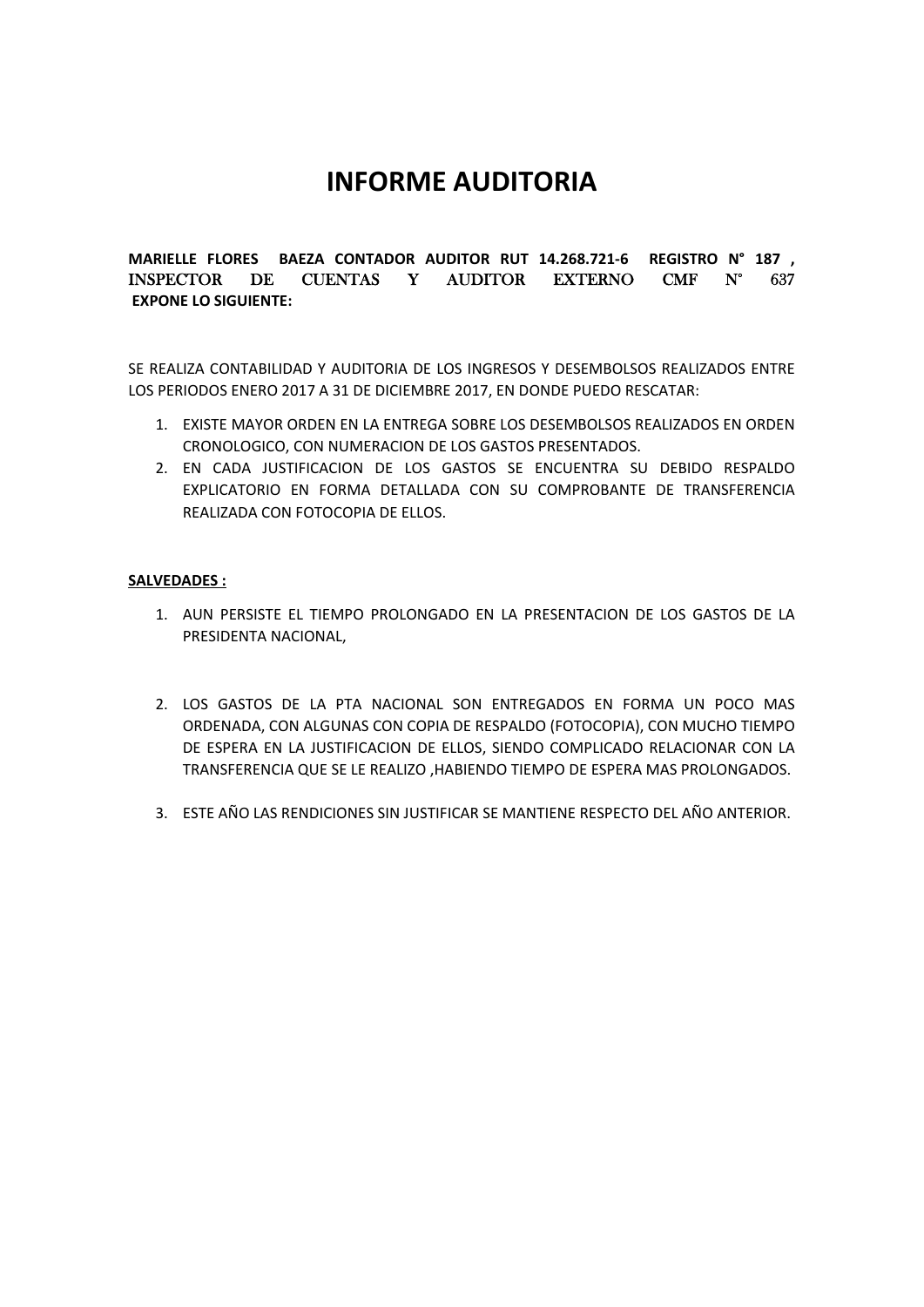# INFORME AUDITORIA

**MARIELLE FLORES BAEZA CONTADOR AUDITOR RUT 14.268.721-6 REGISTRO N° 187 , INSPECTOR DE CUENTAS Y AUDITOR EXTERNO CMF N° 637 EXPONE LO SIGUIENTE:**

SE REALIZA CONTABILIDAD Y AUDITORIA DE LOS INGRESOS Y DESEMBOLSOS REALIZADOS ENTRE LOS PERIODOS ENERO 2017 A 31 DE DICIEMBRE 2017, EN DONDE PUEDO RESCATAR:

1. EXISTE MAYOR ORDEN EN LA ENTREGA SOBRE LOS DESEMBOLSOS REALIZADOS EN ORDEN CRONOLOGICO, CON NUMERACION DE LOS GASTOS PRESENTADOS.
2. EN CADA JUSTIFICACION DE LOS GASTOS SE ENCUENTRA SU DEBIDO RESPALDO EXPLICATORIO EN FORMA DETALLADA CON SU COMPROBANTE DE TRANSFERENCIA REALIZADA CON FOTOCOPIA DE ELLOS.

**SALVEDADES :**

1. AUN PERSISTE EL TIEMPO PROLONGADO EN LA PRESENTACION DE LOS GASTOS DE LA PRESIDENTA NACIONAL,

2. LOS GASTOS DE LA PTA NACIONAL SON ENTREGADOS EN FORMA UN POCO MAS ORDENADA, CON ALGUNAS CON COPIA DE RESPALDO (FOTOCOPIA), CON MUCHO TIEMPO DE ESPERA EN LA JUSTIFICACION DE ELLOS, SIENDO COMPLICADO RELACIONAR CON LA TRANSFERENCIA QUE SE LE REALIZO ,HABIENDO TIEMPO DE ESPERA MAS PROLONGADOS.

3. ESTE AÑO LAS RENDICIONES SIN JUSTIFICAR SE MANTIENE RESPECTO DEL AÑO ANTERIOR.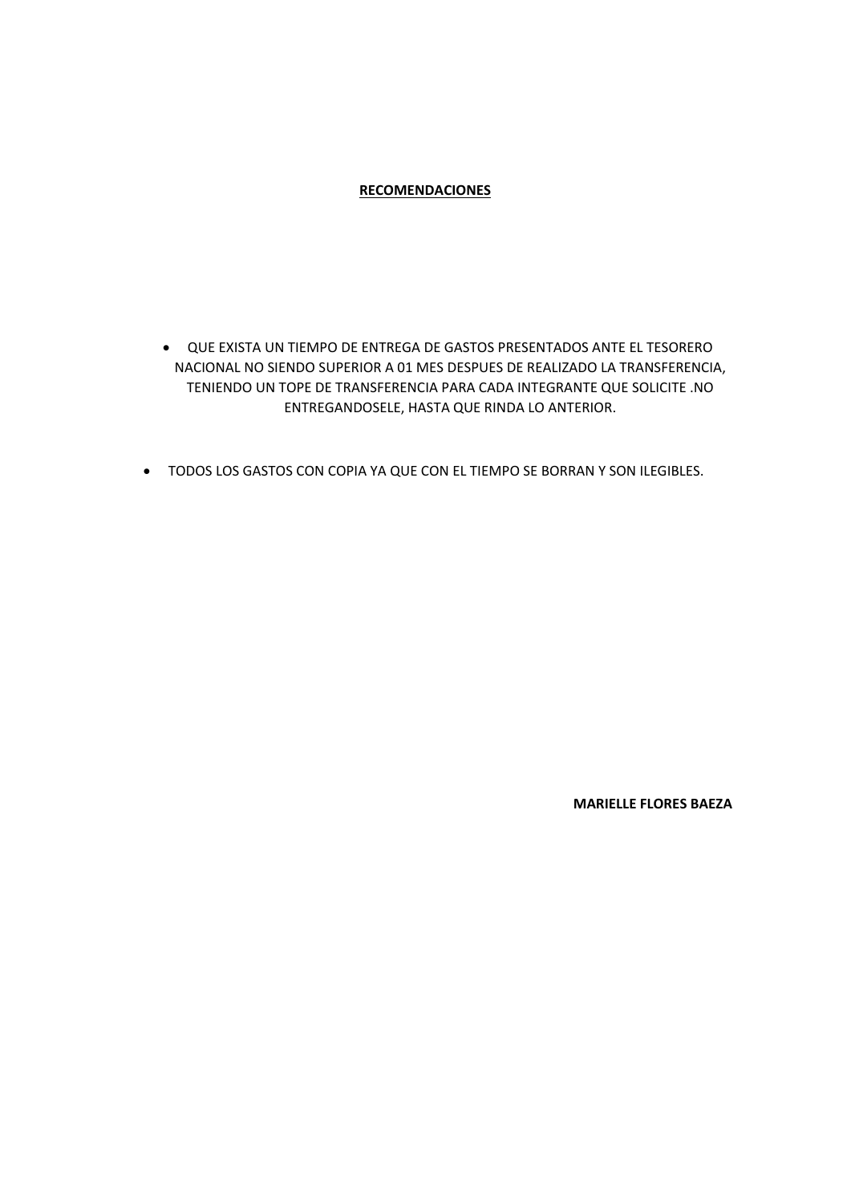**RECOMENDACIONES**

- QUE EXISTA UN TIEMPO DE ENTREGA DE GASTOS PRESENTADOS ANTE EL TESORERO NACIONAL NO SIENDO SUPERIOR A 01 MES DESPUES DE REALIZADO LA TRANSFERENCIA, TENIENDO UN TOPE DE TRANSFERENCIA PARA CADA INTEGRANTE QUE SOLICITE .NO ENTREGANDOSELE, HASTA QUE RINDA LO ANTERIOR.

- TODOS LOS GASTOS CON COPIA YA QUE CON EL TIEMPO SE BORRAN Y SON ILEGIBLES.

**MARIELLE FLORES BAEZA**